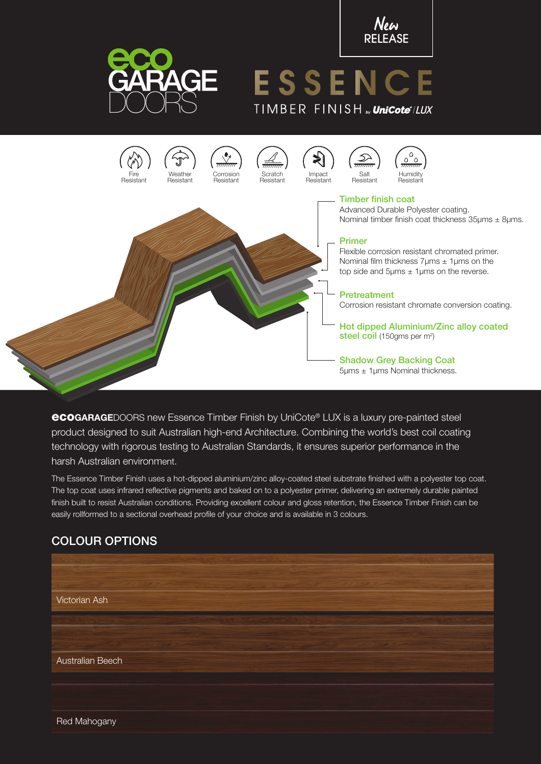New RELEASE

ecoGARAGEDOORS

# ESSENCE

TIMBER FINISH by UniCote® LUX

Fire Resistant | Weather Resistant | Corrosion Resistant | Scratch Resistant | Impact Resistant | Salt Resistant | Humidity Resistant

**Timber finish coat**
Advanced Durable Polyester coating.
Nominal timber finish coat thickness 35μms ± 8μms.

**Primer**
Flexible corrosion resistant chromated primer.
Nominal film thickness 7μms ± 1μms on the top side and 5μms ± 1μms on the reverse.

**Pretreatment**
Corrosion resistant chromate conversion coating.

**Hot dipped Aluminium/Zinc alloy coated steel coil** (150gms per m²)

**Shadow Grey Backing Coat**
5μms ± 1μms Nominal thickness.

**eco GARAGE** DOORS new Essence Timber Finish by UniCote® LUX is a luxury pre-painted steel product designed to suit Australian high-end Architecture. Combining the world's best coil coating technology with rigorous testing to Australian Standards, it ensures superior performance in the harsh Australian environment.

The Essence Timber Finish uses a hot-dipped aluminium/zinc alloy-coated steel substrate finished with a polyester top coat. The top coat uses infrared reflective pigments and baked on to a polyester primer, delivering an extremely durable painted finish built to resist Australian conditions. Providing excellent colour and gloss retention, the Essence Timber Finish can be easily rollformed to a sectional overhead profile of your choice and is available in 3 colours.

## COLOUR OPTIONS

Victorian Ash

Australian Beech

Red Mahogany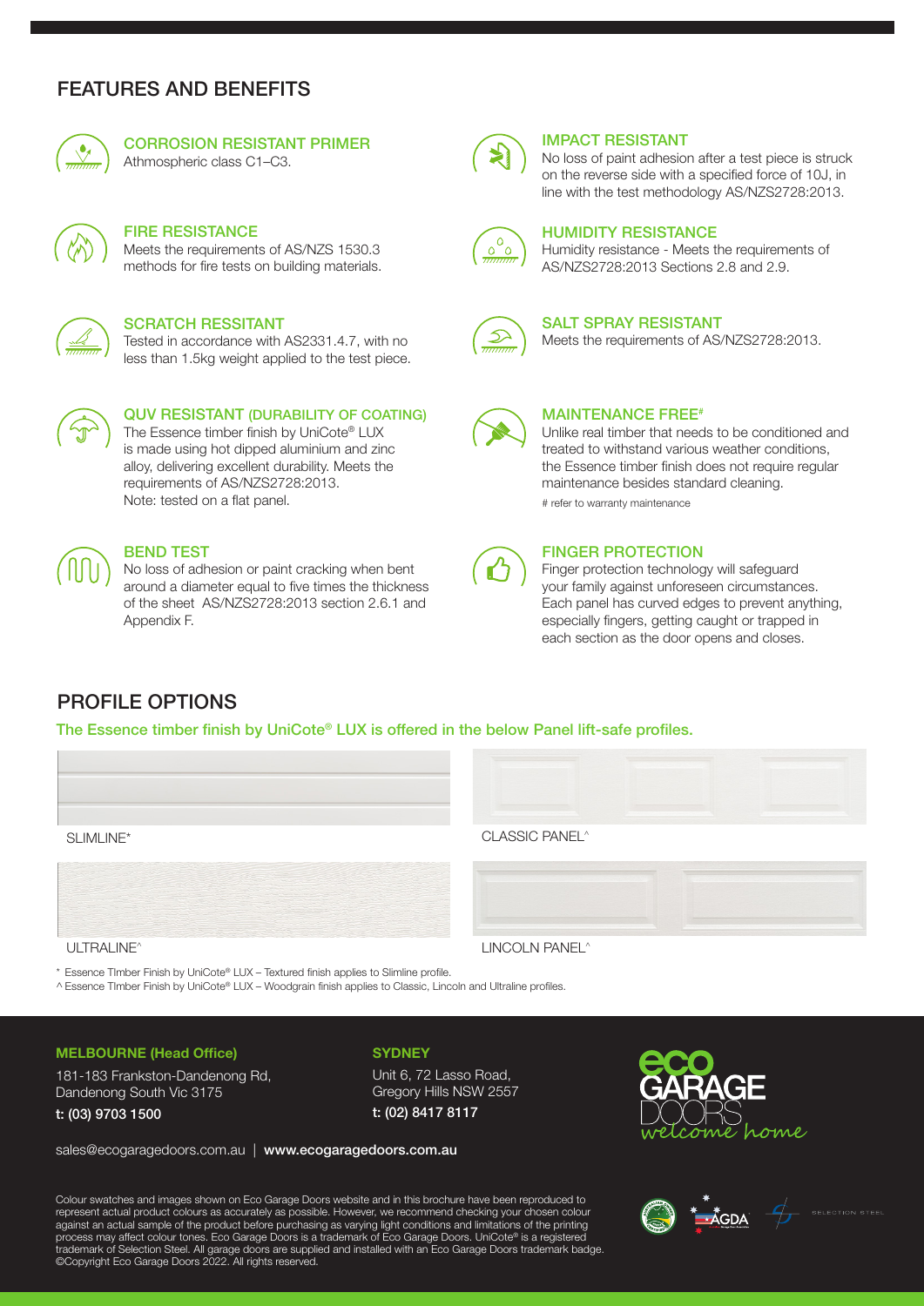## FEATURES AND BENEFITS

### CORROSION RESISTANT PRIMER

Athmospheric class C1–C3.

### FIRE RESISTANCE

Meets the requirements of AS/NZS 1530.3 methods for fire tests on building materials.

### SCRATCH RESSITANT

Tested in accordance with AS2331.4.7, with no less than 1.5kg weight applied to the test piece.

### QUV RESISTANT (DURABILITY OF COATING)

The Essence timber finish by UniCote® LUX is made using hot dipped aluminium and zinc alloy, delivering excellent durability. Meets the requirements of AS/NZS2728:2013.
Note: tested on a flat panel.

### BEND TEST

No loss of adhesion or paint cracking when bent around a diameter equal to five times the thickness of the sheet AS/NZS2728:2013 section 2.6.1 and Appendix F.

### IMPACT RESISTANT

No loss of paint adhesion after a test piece is struck on the reverse side with a specified force of 10J, in line with the test methodology AS/NZS2728:2013.

### HUMIDITY RESISTANCE

Humidity resistance - Meets the requirements of AS/NZS2728:2013 Sections 2.8 and 2.9.

### SALT SPRAY RESISTANT

Meets the requirements of AS/NZS2728:2013.

### MAINTENANCE FREE#

Unlike real timber that needs to be conditioned and treated to withstand various weather conditions, the Essence timber finish does not require regular maintenance besides standard cleaning.

# refer to warranty maintenance

### FINGER PROTECTION

Finger protection technology will safeguard your family against unforeseen circumstances. Each panel has curved edges to prevent anything, especially fingers, getting caught or trapped in each section as the door opens and closes.

## PROFILE OPTIONS

**The Essence timber finish by UniCote® LUX is offered in the below Panel lift-safe profiles.**

SLIMLINE*

CLASSIC PANEL^

ULTRALINE^

LINCOLN PANEL^

* Essence TImber Finish by UniCote® LUX – Textured finish applies to Slimline profile.

^ Essence TImber Finish by UniCote® LUX – Woodgrain finish applies to Classic, Lincoln and Ultraline profiles.

**MELBOURNE (Head Office)**
181-183 Frankston-Dandenong Rd,
Dandenong South Vic 3175
t: (03) 9703 1500

**SYDNEY**
Unit 6, 72 Lasso Road,
Gregory Hills NSW 2557
t: (02) 8417 8117

sales@ecogaragedoors.com.au | **www.ecogaragedoors.com.au**

eco GARAGE DOORS welcome home

Colour swatches and images shown on Eco Garage Doors website and in this brochure have been reproduced to represent actual product colours as accurately as possible. However, we recommend checking your chosen colour against an actual sample of the product before purchasing as varying light conditions and limitations of the printing process may affect colour tones. Eco Garage Doors is a trademark of Eco Garage Doors. UniCote® is a registered trademark of Selection Steel. All garage doors are supplied and installed with an Eco Garage Doors trademark badge. ©Copyright Eco Garage Doors 2022. All rights reserved.

AGDA

SELECTION STEEL